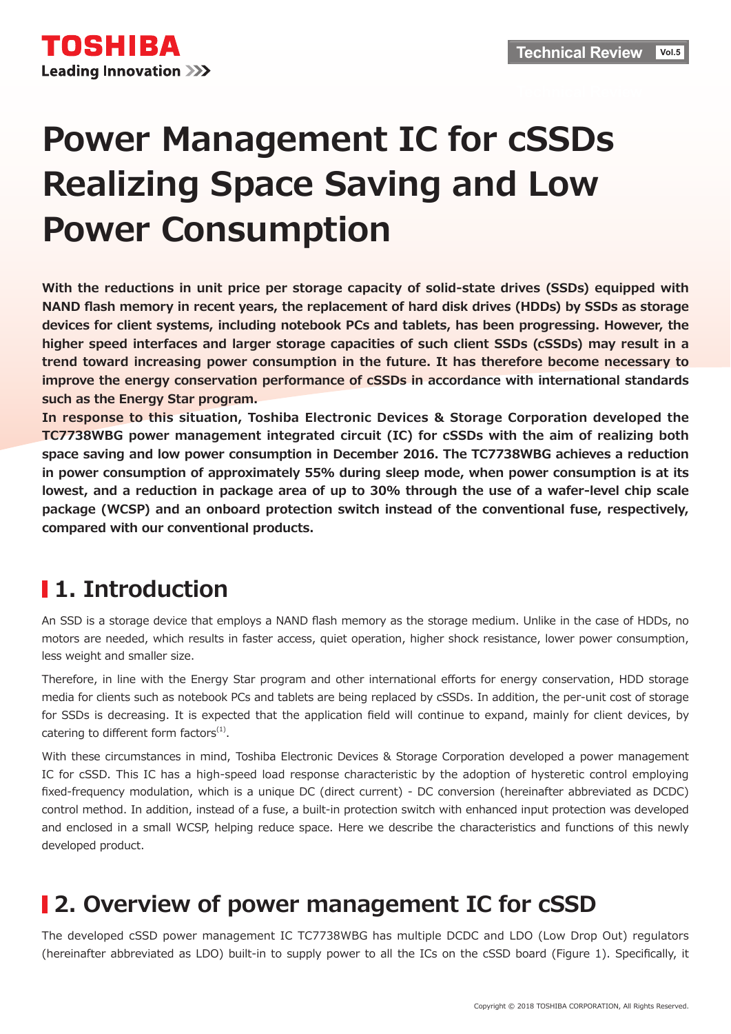# Power Management IC for cSSDs Realizing Space Saving and Low Power Consumption

**With the reductions in unit price per storage capacity of solid-state drives (SSDs) equipped with NAND flash memory in recent years, the replacement of hard disk drives (HDDs) by SSDs as storage devices for client systems, including notebook PCs and tablets, has been progressing. However, the higher speed interfaces and larger storage capacities of such client SSDs (cSSDs) may result in a trend toward increasing power consumption in the future. It has therefore become necessary to improve the energy conservation performance of cSSDs in accordance with international standards such as the Energy Star program.**

**In response to this situation, Toshiba Electronic Devices & Storage Corporation developed the TC7738WBG power management integrated circuit (IC) for cSSDs with the aim of realizing both space saving and low power consumption in December 2016. The TC7738WBG achieves a reduction in power consumption of approximately 55% during sleep mode, when power consumption is at its lowest, and a reduction in package area of up to 30% through the use of a wafer-level chip scale package (WCSP) and an onboard protection switch instead of the conventional fuse, respectively, compared with our conventional products.**

## 1. Introduction

An SSD is a storage device that employs a NAND flash memory as the storage medium. Unlike in the case of HDDs, no motors are needed, which results in faster access, quiet operation, higher shock resistance, lower power consumption, less weight and smaller size.

Therefore, in line with the Energy Star program and other international efforts for energy conservation, HDD storage media for clients such as notebook PCs and tablets are being replaced by cSSDs. In addition, the per-unit cost of storage for SSDs is decreasing. It is expected that the application field will continue to expand, mainly for client devices, by catering to different form factors[1].

With these circumstances in mind, Toshiba Electronic Devices & Storage Corporation developed a power management IC for cSSD. This IC has a high-speed load response characteristic by the adoption of hysteretic control employing fixed-frequency modulation, which is a unique DC (direct current) - DC conversion (hereinafter abbreviated as DCDC) control method. In addition, instead of a fuse, a built-in protection switch with enhanced input protection was developed and enclosed in a small WCSP, helping reduce space. Here we describe the characteristics and functions of this newly developed product.

## 2. Overview of power management IC for cSSD

The developed cSSD power management IC TC7738WBG has multiple DCDC and LDO (Low Drop Out) regulators (hereinafter abbreviated as LDO) built-in to supply power to all the ICs on the cSSD board (Figure 1). Specifically, it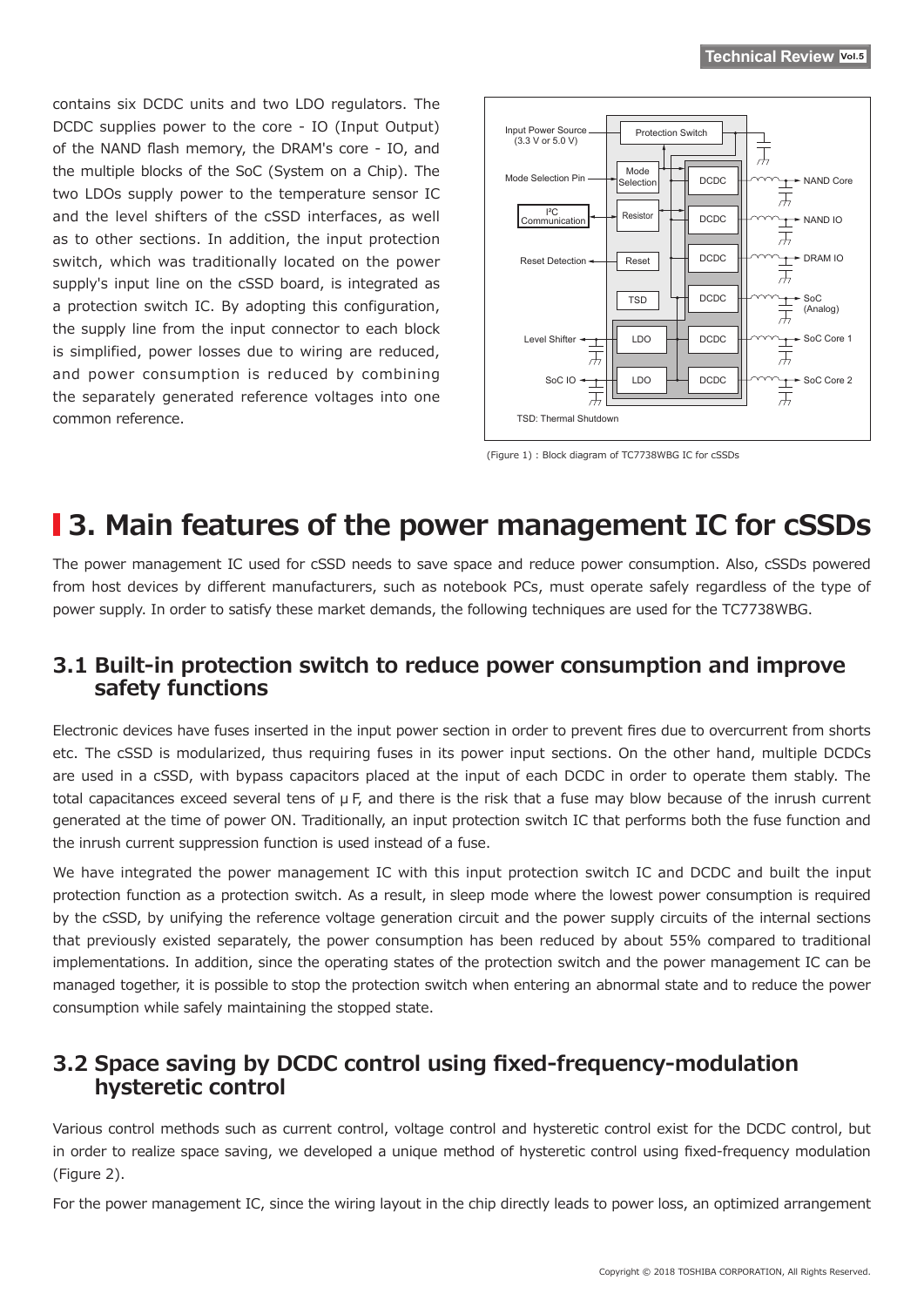contains six DCDC units and two LDO regulators. The DCDC supplies power to the core - IO (Input Output) of the NAND flash memory, the DRAM's core - IO, and the multiple blocks of the SoC (System on a Chip). The two LDOs supply power to the temperature sensor IC and the level shifters of the cSSD interfaces, as well as to other sections. In addition, the input protection switch, which was traditionally located on the power supply's input line on the cSSD board, is integrated as a protection switch IC. By adopting this configuration, the supply line from the input connector to each block is simplified, power losses due to wiring are reduced, and power consumption is reduced by combining the separately generated reference voltages into one common reference.

(Figure 1) : Block diagram of TC7738WBG IC for cSSDs

# 3. Main features of the power management IC for cSSDs

The power management IC used for cSSD needs to save space and reduce power consumption. Also, cSSDs powered from host devices by different manufacturers, such as notebook PCs, must operate safely regardless of the type of power supply. In order to satisfy these market demands, the following techniques are used for the TC7738WBG.

## 3.1 Built-in protection switch to reduce power consumption and improve safety functions

Electronic devices have fuses inserted in the input power section in order to prevent fires due to overcurrent from shorts etc. The cSSD is modularized, thus requiring fuses in its power input sections. On the other hand, multiple DCDCs are used in a cSSD, with bypass capacitors placed at the input of each DCDC in order to operate them stably. The total capacitances exceed several tens of μF, and there is the risk that a fuse may blow because of the inrush current generated at the time of power ON. Traditionally, an input protection switch IC that performs both the fuse function and the inrush current suppression function is used instead of a fuse.

We have integrated the power management IC with this input protection switch IC and DCDC and built the input protection function as a protection switch. As a result, in sleep mode where the lowest power consumption is required by the cSSD, by unifying the reference voltage generation circuit and the power supply circuits of the internal sections that previously existed separately, the power consumption has been reduced by about 55% compared to traditional implementations. In addition, since the operating states of the protection switch and the power management IC can be managed together, it is possible to stop the protection switch when entering an abnormal state and to reduce the power consumption while safely maintaining the stopped state.

## 3.2 Space saving by DCDC control using fixed-frequency-modulation hysteretic control

Various control methods such as current control, voltage control and hysteretic control exist for the DCDC control, but in order to realize space saving, we developed a unique method of hysteretic control using fixed-frequency modulation (Figure 2).

For the power management IC, since the wiring layout in the chip directly leads to power loss, an optimized arrangement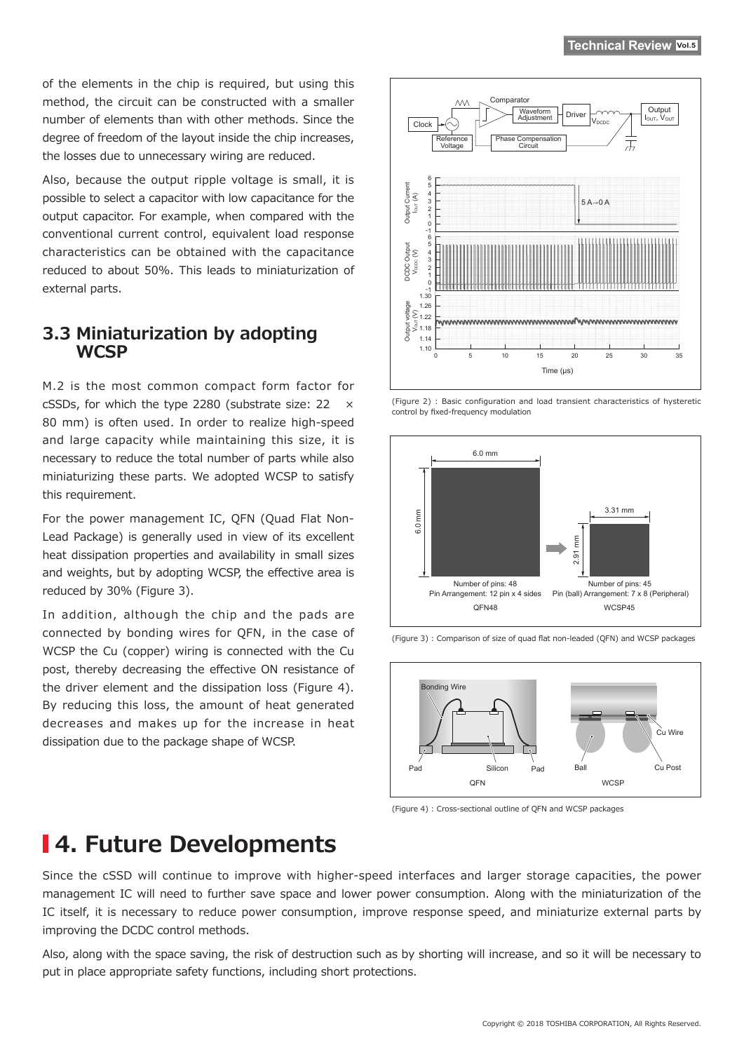of the elements in the chip is required, but using this method, the circuit can be constructed with a smaller number of elements than with other methods. Since the degree of freedom of the layout inside the chip increases, the losses due to unnecessary wiring are reduced.

Also, because the output ripple voltage is small, it is possible to select a capacitor with low capacitance for the output capacitor. For example, when compared with the conventional current control, equivalent load response characteristics can be obtained with the capacitance reduced to about 50%. This leads to miniaturization of external parts.

### 3.3 Miniaturization by adopting WCSP

M.2 is the most common compact form factor for cSSDs, for which the type 2280 (substrate size: 22 × 80 mm) is often used. In order to realize high-speed and large capacity while maintaining this size, it is necessary to reduce the total number of parts while also miniaturizing these parts. We adopted WCSP to satisfy this requirement.

For the power management IC, QFN (Quad Flat Non-Lead Package) is generally used in view of its excellent heat dissipation properties and availability in small sizes and weights, but by adopting WCSP, the effective area is reduced by 30% (Figure 3).

In addition, although the chip and the pads are connected by bonding wires for QFN, in the case of WCSP the Cu (copper) wiring is connected with the Cu post, thereby decreasing the effective ON resistance of the driver element and the dissipation loss (Figure 4). By reducing this loss, the amount of heat generated decreases and makes up for the increase in heat dissipation due to the package shape of WCSP.

(Figure 2) : Basic configuration and load transient characteristics of hysteretic control by fixed-frequency modulation

(Figure 3) : Comparison of size of quad flat non-leaded (QFN) and WCSP packages

(Figure 4) : Cross-sectional outline of QFN and WCSP packages

## 4. Future Developments

Since the cSSD will continue to improve with higher-speed interfaces and larger storage capacities, the power management IC will need to further save space and lower power consumption. Along with the miniaturization of the IC itself, it is necessary to reduce power consumption, improve response speed, and miniaturize external parts by improving the DCDC control methods.

Also, along with the space saving, the risk of destruction such as by shorting will increase, and so it will be necessary to put in place appropriate safety functions, including short protections.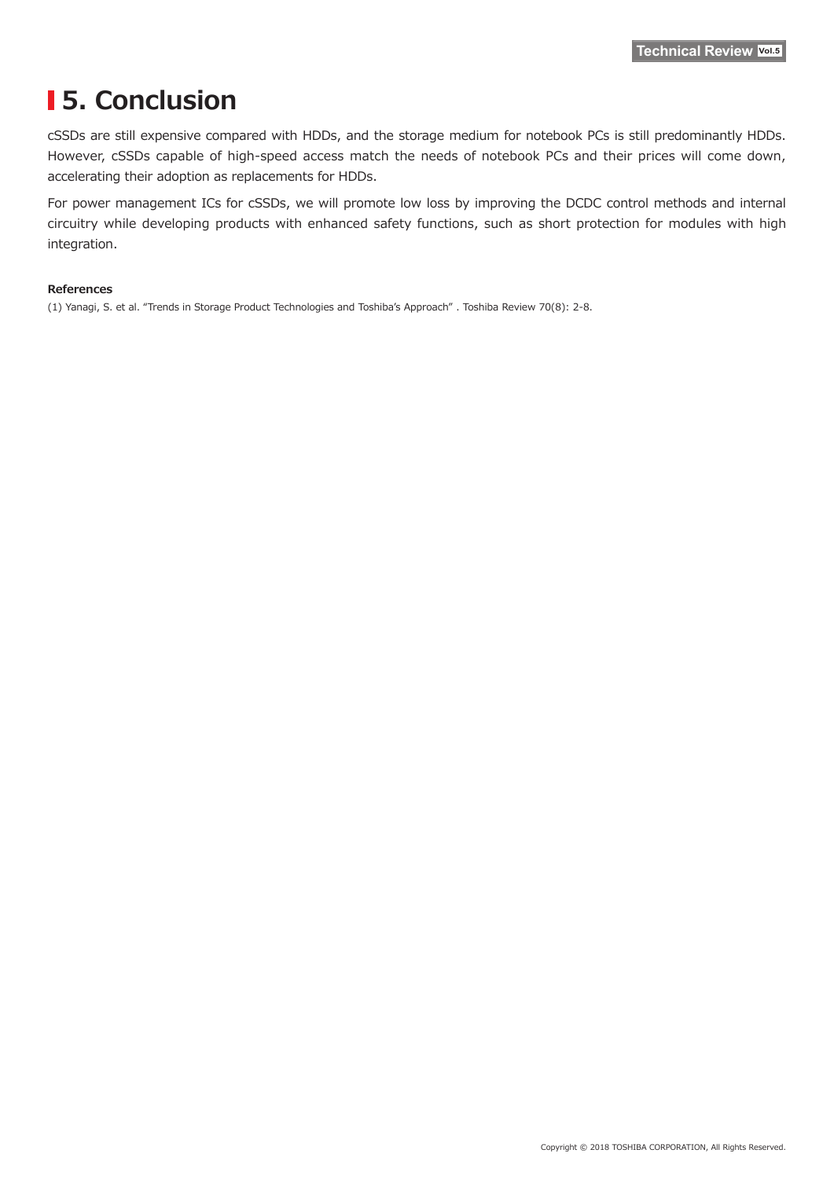# 5. Conclusion

cSSDs are still expensive compared with HDDs, and the storage medium for notebook PCs is still predominantly HDDs. However, cSSDs capable of high-speed access match the needs of notebook PCs and their prices will come down, accelerating their adoption as replacements for HDDs.

For power management ICs for cSSDs, we will promote low loss by improving the DCDC control methods and internal circuitry while developing products with enhanced safety functions, such as short protection for modules with high integration.

**References**

(1) Yanagi, S. et al. "Trends in Storage Product Technologies and Toshiba's Approach" . Toshiba Review 70(8): 2-8.